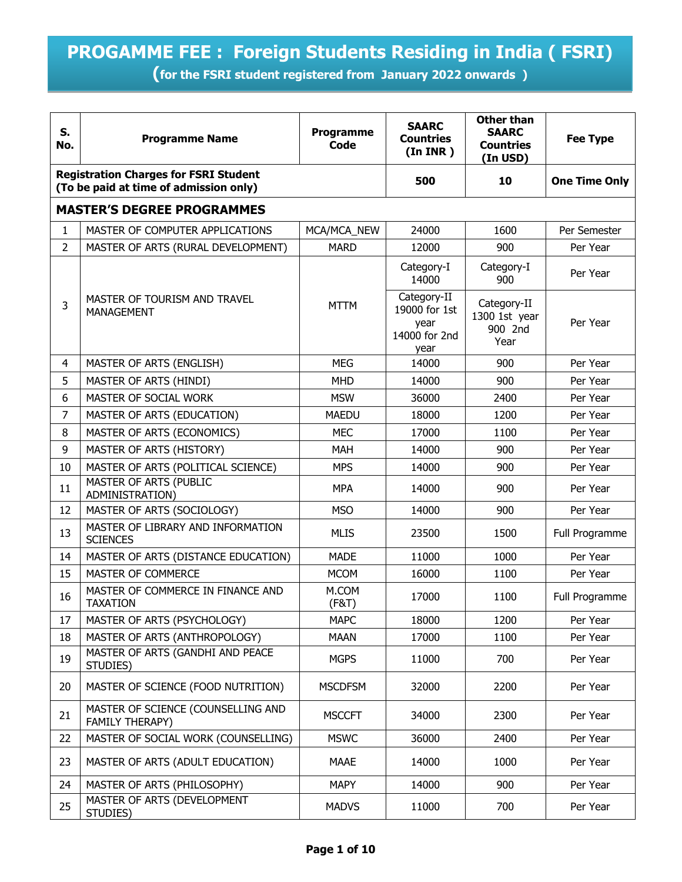# PROGAMME FEE : Foreign Students Residing in India ( FSRI)

## (for the FSRI student registered from January 2022 onwards )

| S. No. | Programme Name | Programme Code | SAARC Countries (In INR ) | Other than SAARC Countries (In USD) | Fee Type |
|---|---|---|---|---|---|
| **Registration Charges for FSRI Student (To be paid at time of admission only)** | | | **500** | **10** | **One Time Only** |
| **MASTER'S DEGREE PROGRAMMES** | | | | | |
| 1 | MASTER OF COMPUTER APPLICATIONS | MCA/MCA_NEW | 24000 | 1600 | Per Semester |
| 2 | MASTER OF ARTS (RURAL DEVELOPMENT) | MARD | 12000 | 900 | Per Year |
| 3 | MASTER OF TOURISM AND TRAVEL MANAGEMENT | MTTM | Category-I 14000 | Category-I 900 | Per Year |
| | | | Category-II 19000 for 1st year 14000 for 2nd year | Category-II 1300 1st year 900 2nd Year | Per Year |
| 4 | MASTER OF ARTS (ENGLISH) | MEG | 14000 | 900 | Per Year |
| 5 | MASTER OF ARTS (HINDI) | MHD | 14000 | 900 | Per Year |
| 6 | MASTER OF SOCIAL WORK | MSW | 36000 | 2400 | Per Year |
| 7 | MASTER OF ARTS (EDUCATION) | MAEDU | 18000 | 1200 | Per Year |
| 8 | MASTER OF ARTS (ECONOMICS) | MEC | 17000 | 1100 | Per Year |
| 9 | MASTER OF ARTS (HISTORY) | MAH | 14000 | 900 | Per Year |
| 10 | MASTER OF ARTS (POLITICAL SCIENCE) | MPS | 14000 | 900 | Per Year |
| 11 | MASTER OF ARTS (PUBLIC ADMINISTRATION) | MPA | 14000 | 900 | Per Year |
| 12 | MASTER OF ARTS (SOCIOLOGY) | MSO | 14000 | 900 | Per Year |
| 13 | MASTER OF LIBRARY AND INFORMATION SCIENCES | MLIS | 23500 | 1500 | Full Programme |
| 14 | MASTER OF ARTS (DISTANCE EDUCATION) | MADE | 11000 | 1000 | Per Year |
| 15 | MASTER OF COMMERCE | MCOM | 16000 | 1100 | Per Year |
| 16 | MASTER OF COMMERCE IN FINANCE AND TAXATION | M.COM (F&T) | 17000 | 1100 | Full Programme |
| 17 | MASTER OF ARTS (PSYCHOLOGY) | MAPC | 18000 | 1200 | Per Year |
| 18 | MASTER OF ARTS (ANTHROPOLOGY) | MAAN | 17000 | 1100 | Per Year |
| 19 | MASTER OF ARTS (GANDHI AND PEACE STUDIES) | MGPS | 11000 | 700 | Per Year |
| 20 | MASTER OF SCIENCE (FOOD NUTRITION) | MSCDFSM | 32000 | 2200 | Per Year |
| 21 | MASTER OF SCIENCE (COUNSELLING AND FAMILY THERAPY) | MSCCFT | 34000 | 2300 | Per Year |
| 22 | MASTER OF SOCIAL WORK (COUNSELLING) | MSWC | 36000 | 2400 | Per Year |
| 23 | MASTER OF ARTS (ADULT EDUCATION) | MAAE | 14000 | 1000 | Per Year |
| 24 | MASTER OF ARTS (PHILOSOPHY) | MAPY | 14000 | 900 | Per Year |
| 25 | MASTER OF ARTS (DEVELOPMENT STUDIES) | MADVS | 11000 | 700 | Per Year |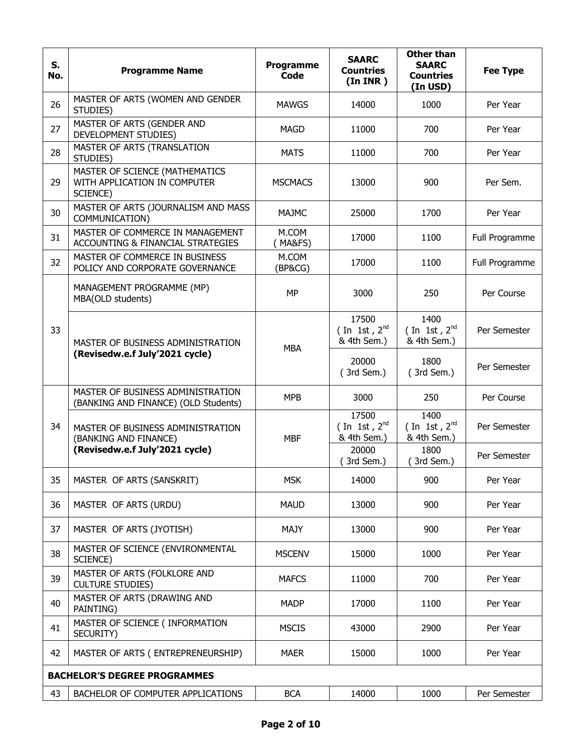| S. No. | Programme Name | Programme Code | SAARC Countries (In INR ) | Other than SAARC Countries (In USD) | Fee Type |
|---|---|---|---|---|---|
| 26 | MASTER OF ARTS (WOMEN AND GENDER STUDIES) | MAWGS | 14000 | 1000 | Per Year |
| 27 | MASTER OF ARTS (GENDER AND DEVELOPMENT STUDIES) | MAGD | 11000 | 700 | Per Year |
| 28 | MASTER OF ARTS (TRANSLATION STUDIES) | MATS | 11000 | 700 | Per Year |
| 29 | MASTER OF SCIENCE (MATHEMATICS WITH APPLICATION IN COMPUTER SCIENCE) | MSCMACS | 13000 | 900 | Per Sem. |
| 30 | MASTER OF ARTS (JOURNALISM AND MASS COMMUNICATION) | MAJMC | 25000 | 1700 | Per Year |
| 31 | MASTER OF COMMERCE IN MANAGEMENT ACCOUNTING & FINANCIAL STRATEGIES | M.COM ( MA&FS) | 17000 | 1100 | Full Programme |
| 32 | MASTER OF COMMERCE IN BUSINESS POLICY AND CORPORATE GOVERNANCE | M.COM (BP&CG) | 17000 | 1100 | Full Programme |
| 33 | MANAGEMENT PROGRAMME (MP) MBA(OLD students) | MP | 3000 | 250 | Per Course |
| | MASTER OF BUSINESS ADMINISTRATION **(Revisedw.e.f July'2021 cycle)** | MBA | 17500 ( In 1st , 2nd & 4th Sem.) | 1400 ( In 1st , 2nd & 4th Sem.) | Per Semester |
| | | | 20000 ( 3rd Sem.) | 1800 ( 3rd Sem.) | Per Semester |
| 34 | MASTER OF BUSINESS ADMINISTRATION (BANKING AND FINANCE) (OLD Students) | MPB | 3000 | 250 | Per Course |
| | MASTER OF BUSINESS ADMINISTRATION (BANKING AND FINANCE) **(Revisedw.e.f July'2021 cycle)** | MBF | 17500 ( In 1st , 2nd & 4th Sem.) | 1400 ( In 1st , 2nd & 4th Sem.) | Per Semester |
| | | | 20000 ( 3rd Sem.) | 1800 ( 3rd Sem.) | Per Semester |
| 35 | MASTER OF ARTS (SANSKRIT) | MSK | 14000 | 900 | Per Year |
| 36 | MASTER OF ARTS (URDU) | MAUD | 13000 | 900 | Per Year |
| 37 | MASTER OF ARTS (JYOTISH) | MAJY | 13000 | 900 | Per Year |
| 38 | MASTER OF SCIENCE (ENVIRONMENTAL SCIENCE) | MSCENV | 15000 | 1000 | Per Year |
| 39 | MASTER OF ARTS (FOLKLORE AND CULTURE STUDIES) | MAFCS | 11000 | 700 | Per Year |
| 40 | MASTER OF ARTS (DRAWING AND PAINTING) | MADP | 17000 | 1100 | Per Year |
| 41 | MASTER OF SCIENCE ( INFORMATION SECURITY) | MSCIS | 43000 | 2900 | Per Year |
| 42 | MASTER OF ARTS ( ENTREPRENEURSHIP) | MAER | 15000 | 1000 | Per Year |
| **BACHELOR'S DEGREE PROGRAMMES** | | | | | |
| 43 | BACHELOR OF COMPUTER APPLICATIONS | BCA | 14000 | 1000 | Per Semester |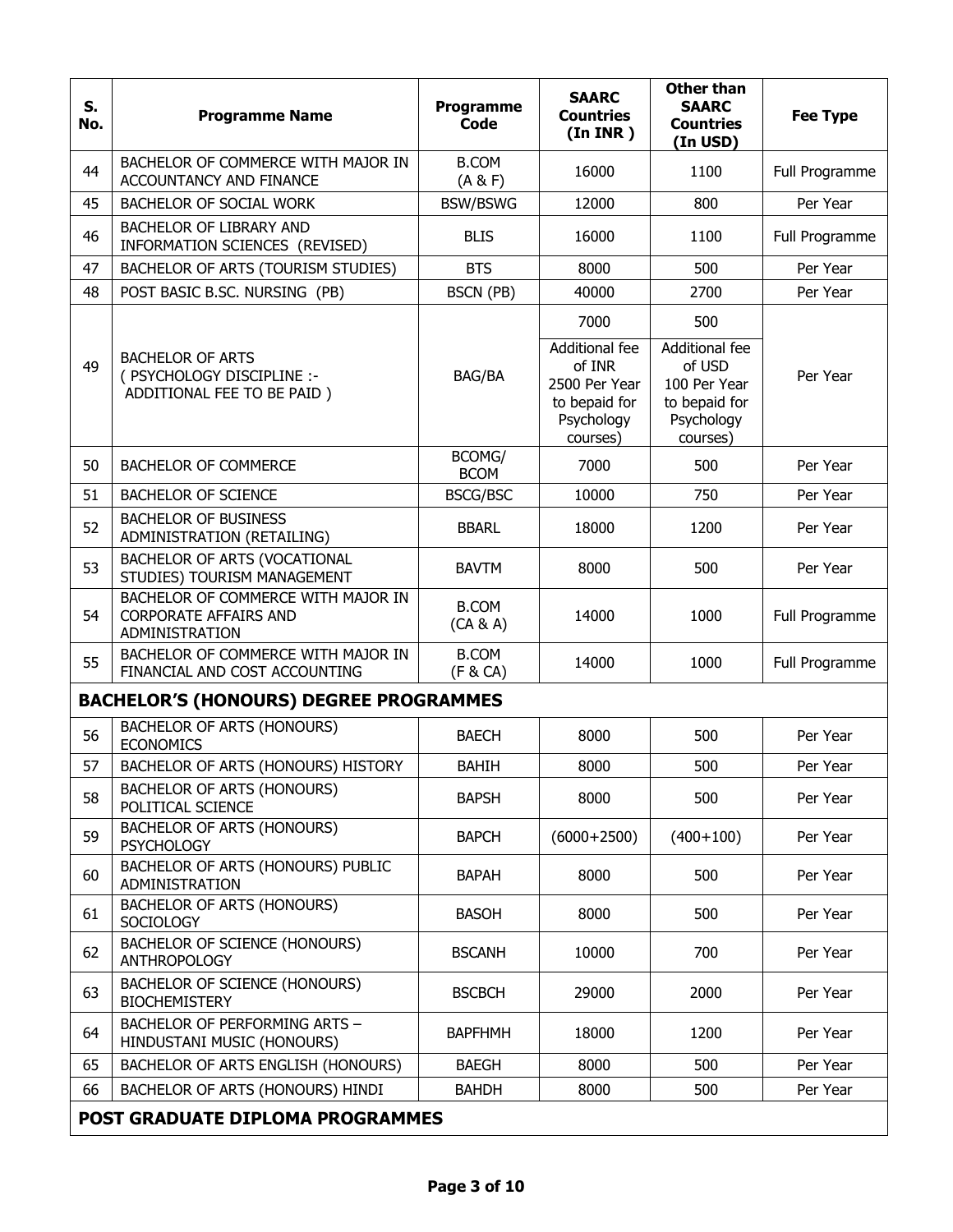| S. No. | Programme Name | Programme Code | SAARC Countries (In INR ) | Other than SAARC Countries (In USD) | Fee Type |
|---|---|---|---|---|---|
| 44 | BACHELOR OF COMMERCE WITH MAJOR IN ACCOUNTANCY AND FINANCE | B.COM (A & F) | 16000 | 1100 | Full Programme |
| 45 | BACHELOR OF SOCIAL WORK | BSW/BSWG | 12000 | 800 | Per Year |
| 46 | BACHELOR OF LIBRARY AND INFORMATION SCIENCES (REVISED) | BLIS | 16000 | 1100 | Full Programme |
| 47 | BACHELOR OF ARTS (TOURISM STUDIES) | BTS | 8000 | 500 | Per Year |
| 48 | POST BASIC B.SC. NURSING (PB) | BSCN (PB) | 40000 | 2700 | Per Year |
| 49 | BACHELOR OF ARTS ( PSYCHOLOGY DISCIPLINE :- ADDITIONAL FEE TO BE PAID ) | BAG/BA | 7000<br>Additional fee of INR 2500 Per Year to bepaid for Psychology courses) | 500<br>Additional fee of USD 100 Per Year to bepaid for Psychology courses) | Per Year |
| 50 | BACHELOR OF COMMERCE | BCOMG/ BCOM | 7000 | 500 | Per Year |
| 51 | BACHELOR OF SCIENCE | BSCG/BSC | 10000 | 750 | Per Year |
| 52 | BACHELOR OF BUSINESS ADMINISTRATION (RETAILING) | BBARL | 18000 | 1200 | Per Year |
| 53 | BACHELOR OF ARTS (VOCATIONAL STUDIES) TOURISM MANAGEMENT | BAVTM | 8000 | 500 | Per Year |
| 54 | BACHELOR OF COMMERCE WITH MAJOR IN CORPORATE AFFAIRS AND ADMINISTRATION | B.COM (CA & A) | 14000 | 1000 | Full Programme |
| 55 | BACHELOR OF COMMERCE WITH MAJOR IN FINANCIAL AND COST ACCOUNTING | B.COM (F & CA) | 14000 | 1000 | Full Programme |
| **BACHELOR'S (HONOURS) DEGREE PROGRAMMES** | | | | | |
| 56 | BACHELOR OF ARTS (HONOURS) ECONOMICS | BAECH | 8000 | 500 | Per Year |
| 57 | BACHELOR OF ARTS (HONOURS) HISTORY | BAHIH | 8000 | 500 | Per Year |
| 58 | BACHELOR OF ARTS (HONOURS) POLITICAL SCIENCE | BAPSH | 8000 | 500 | Per Year |
| 59 | BACHELOR OF ARTS (HONOURS) PSYCHOLOGY | BAPCH | (6000+2500) | (400+100) | Per Year |
| 60 | BACHELOR OF ARTS (HONOURS) PUBLIC ADMINISTRATION | BAPAH | 8000 | 500 | Per Year |
| 61 | BACHELOR OF ARTS (HONOURS) SOCIOLOGY | BASOH | 8000 | 500 | Per Year |
| 62 | BACHELOR OF SCIENCE (HONOURS) ANTHROPOLOGY | BSCANH | 10000 | 700 | Per Year |
| 63 | BACHELOR OF SCIENCE (HONOURS) BIOCHEMISTERY | BSCBCH | 29000 | 2000 | Per Year |
| 64 | BACHELOR OF PERFORMING ARTS – HINDUSTANI MUSIC (HONOURS) | BAPFHMH | 18000 | 1200 | Per Year |
| 65 | BACHELOR OF ARTS ENGLISH (HONOURS) | BAEGH | 8000 | 500 | Per Year |
| 66 | BACHELOR OF ARTS (HONOURS) HINDI | BAHDH | 8000 | 500 | Per Year |
| **POST GRADUATE DIPLOMA PROGRAMMES** | | | | | |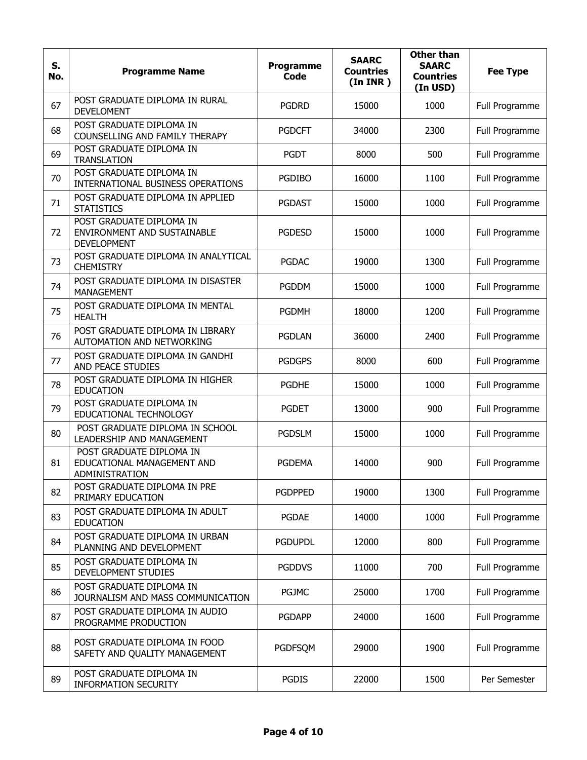| S. No. | Programme Name | Programme Code | SAARC Countries (In INR ) | Other than SAARC Countries (In USD) | Fee Type |
|---|---|---|---|---|---|
| 67 | POST GRADUATE DIPLOMA IN RURAL DEVELOMENT | PGDRD | 15000 | 1000 | Full Programme |
| 68 | POST GRADUATE DIPLOMA IN COUNSELLING AND FAMILY THERAPY | PGDCFT | 34000 | 2300 | Full Programme |
| 69 | POST GRADUATE DIPLOMA IN TRANSLATION | PGDT | 8000 | 500 | Full Programme |
| 70 | POST GRADUATE DIPLOMA IN INTERNATIONAL BUSINESS OPERATIONS | PGDIBO | 16000 | 1100 | Full Programme |
| 71 | POST GRADUATE DIPLOMA IN APPLIED STATISTICS | PGDAST | 15000 | 1000 | Full Programme |
| 72 | POST GRADUATE DIPLOMA IN ENVIRONMENT AND SUSTAINABLE DEVELOPMENT | PGDESD | 15000 | 1000 | Full Programme |
| 73 | POST GRADUATE DIPLOMA IN ANALYTICAL CHEMISTRY | PGDAC | 19000 | 1300 | Full Programme |
| 74 | POST GRADUATE DIPLOMA IN DISASTER MANAGEMENT | PGDDM | 15000 | 1000 | Full Programme |
| 75 | POST GRADUATE DIPLOMA IN MENTAL HEALTH | PGDMH | 18000 | 1200 | Full Programme |
| 76 | POST GRADUATE DIPLOMA IN LIBRARY AUTOMATION AND NETWORKING | PGDLAN | 36000 | 2400 | Full Programme |
| 77 | POST GRADUATE DIPLOMA IN GANDHI AND PEACE STUDIES | PGDGPS | 8000 | 600 | Full Programme |
| 78 | POST GRADUATE DIPLOMA IN HIGHER EDUCATION | PGDHE | 15000 | 1000 | Full Programme |
| 79 | POST GRADUATE DIPLOMA IN EDUCATIONAL TECHNOLOGY | PGDET | 13000 | 900 | Full Programme |
| 80 | POST GRADUATE DIPLOMA IN SCHOOL LEADERSHIP AND MANAGEMENT | PGDSLM | 15000 | 1000 | Full Programme |
| 81 | POST GRADUATE DIPLOMA IN EDUCATIONAL MANAGEMENT AND ADMINISTRATION | PGDEMA | 14000 | 900 | Full Programme |
| 82 | POST GRADUATE DIPLOMA IN PRE PRIMARY EDUCATION | PGDPPED | 19000 | 1300 | Full Programme |
| 83 | POST GRADUATE DIPLOMA IN ADULT EDUCATION | PGDAE | 14000 | 1000 | Full Programme |
| 84 | POST GRADUATE DIPLOMA IN URBAN PLANNING AND DEVELOPMENT | PGDUPDL | 12000 | 800 | Full Programme |
| 85 | POST GRADUATE DIPLOMA IN DEVELOPMENT STUDIES | PGDDVS | 11000 | 700 | Full Programme |
| 86 | POST GRADUATE DIPLOMA IN JOURNALISM AND MASS COMMUNICATION | PGJMC | 25000 | 1700 | Full Programme |
| 87 | POST GRADUATE DIPLOMA IN AUDIO PROGRAMME PRODUCTION | PGDAPP | 24000 | 1600 | Full Programme |
| 88 | POST GRADUATE DIPLOMA IN FOOD SAFETY AND QUALITY MANAGEMENT | PGDFSQM | 29000 | 1900 | Full Programme |
| 89 | POST GRADUATE DIPLOMA IN INFORMATION SECURITY | PGDIS | 22000 | 1500 | Per Semester |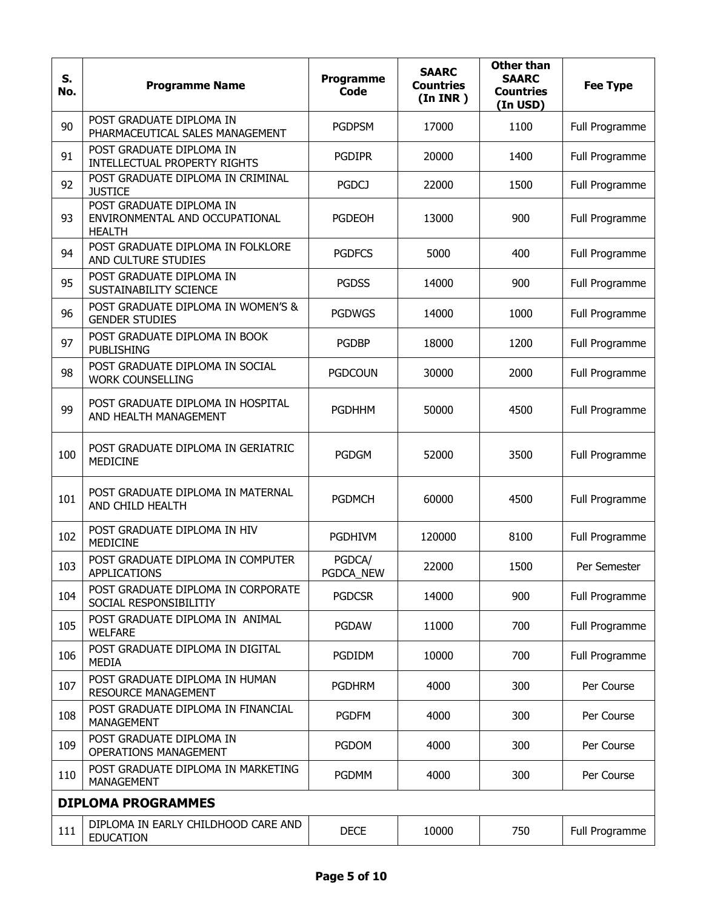| S. No. | Programme Name | Programme Code | SAARC Countries (In INR ) | Other than SAARC Countries (In USD) | Fee Type |
|---|---|---|---|---|---|
| 90 | POST GRADUATE DIPLOMA IN PHARMACEUTICAL SALES MANAGEMENT | PGDPSM | 17000 | 1100 | Full Programme |
| 91 | POST GRADUATE DIPLOMA IN INTELLECTUAL PROPERTY RIGHTS | PGDIPR | 20000 | 1400 | Full Programme |
| 92 | POST GRADUATE DIPLOMA IN CRIMINAL JUSTICE | PGDCJ | 22000 | 1500 | Full Programme |
| 93 | POST GRADUATE DIPLOMA IN ENVIRONMENTAL AND OCCUPATIONAL HEALTH | PGDEOH | 13000 | 900 | Full Programme |
| 94 | POST GRADUATE DIPLOMA IN FOLKLORE AND CULTURE STUDIES | PGDFCS | 5000 | 400 | Full Programme |
| 95 | POST GRADUATE DIPLOMA IN SUSTAINABILITY SCIENCE | PGDSS | 14000 | 900 | Full Programme |
| 96 | POST GRADUATE DIPLOMA IN WOMEN'S & GENDER STUDIES | PGDWGS | 14000 | 1000 | Full Programme |
| 97 | POST GRADUATE DIPLOMA IN BOOK PUBLISHING | PGDBP | 18000 | 1200 | Full Programme |
| 98 | POST GRADUATE DIPLOMA IN SOCIAL WORK COUNSELLING | PGDCOUN | 30000 | 2000 | Full Programme |
| 99 | POST GRADUATE DIPLOMA IN HOSPITAL AND HEALTH MANAGEMENT | PGDHHM | 50000 | 4500 | Full Programme |
| 100 | POST GRADUATE DIPLOMA IN GERIATRIC MEDICINE | PGDGM | 52000 | 3500 | Full Programme |
| 101 | POST GRADUATE DIPLOMA IN MATERNAL AND CHILD HEALTH | PGDMCH | 60000 | 4500 | Full Programme |
| 102 | POST GRADUATE DIPLOMA IN HIV MEDICINE | PGDHIVM | 120000 | 8100 | Full Programme |
| 103 | POST GRADUATE DIPLOMA IN COMPUTER APPLICATIONS | PGDCA/ PGDCA_NEW | 22000 | 1500 | Per Semester |
| 104 | POST GRADUATE DIPLOMA IN CORPORATE SOCIAL RESPONSIBILITIY | PGDCSR | 14000 | 900 | Full Programme |
| 105 | POST GRADUATE DIPLOMA IN ANIMAL WELFARE | PGDAW | 11000 | 700 | Full Programme |
| 106 | POST GRADUATE DIPLOMA IN DIGITAL MEDIA | PGDIDM | 10000 | 700 | Full Programme |
| 107 | POST GRADUATE DIPLOMA IN HUMAN RESOURCE MANAGEMENT | PGDHRM | 4000 | 300 | Per Course |
| 108 | POST GRADUATE DIPLOMA IN FINANCIAL MANAGEMENT | PGDFM | 4000 | 300 | Per Course |
| 109 | POST GRADUATE DIPLOMA IN OPERATIONS MANAGEMENT | PGDOM | 4000 | 300 | Per Course |
| 110 | POST GRADUATE DIPLOMA IN MARKETING MANAGEMENT | PGDMM | 4000 | 300 | Per Course |
| **DIPLOMA PROGRAMMES** | | | | | |
| 111 | DIPLOMA IN EARLY CHILDHOOD CARE AND EDUCATION | DECE | 10000 | 750 | Full Programme |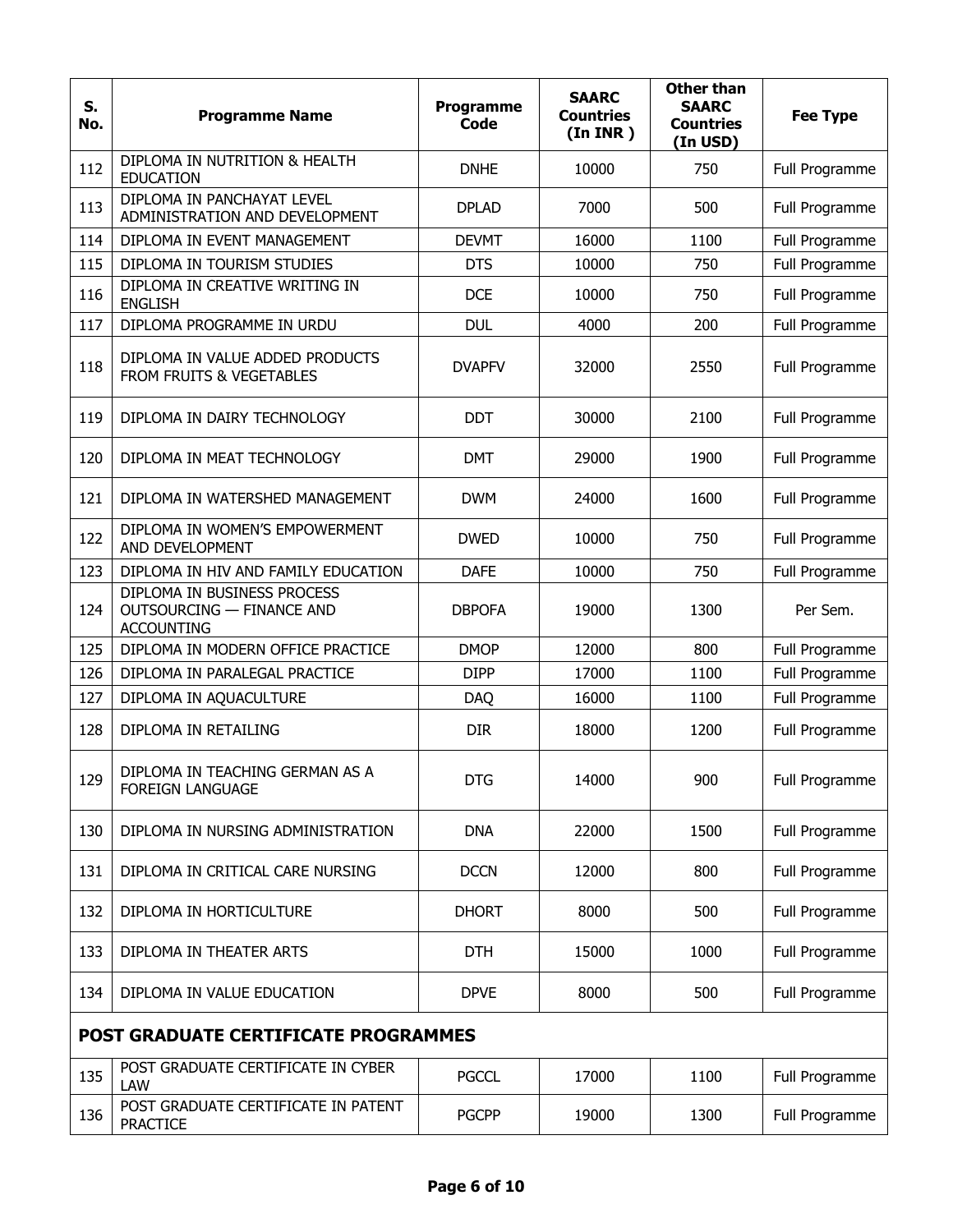| S. No. | Programme Name | Programme Code | SAARC Countries (In INR ) | Other than SAARC Countries (In USD) | Fee Type |
|---|---|---|---|---|---|
| 112 | DIPLOMA IN NUTRITION & HEALTH EDUCATION | DNHE | 10000 | 750 | Full Programme |
| 113 | DIPLOMA IN PANCHAYAT LEVEL ADMINISTRATION AND DEVELOPMENT | DPLAD | 7000 | 500 | Full Programme |
| 114 | DIPLOMA IN EVENT MANAGEMENT | DEVMT | 16000 | 1100 | Full Programme |
| 115 | DIPLOMA IN TOURISM STUDIES | DTS | 10000 | 750 | Full Programme |
| 116 | DIPLOMA IN CREATIVE WRITING IN ENGLISH | DCE | 10000 | 750 | Full Programme |
| 117 | DIPLOMA PROGRAMME IN URDU | DUL | 4000 | 200 | Full Programme |
| 118 | DIPLOMA IN VALUE ADDED PRODUCTS FROM FRUITS & VEGETABLES | DVAPFV | 32000 | 2550 | Full Programme |
| 119 | DIPLOMA IN DAIRY TECHNOLOGY | DDT | 30000 | 2100 | Full Programme |
| 120 | DIPLOMA IN MEAT TECHNOLOGY | DMT | 29000 | 1900 | Full Programme |
| 121 | DIPLOMA IN WATERSHED MANAGEMENT | DWM | 24000 | 1600 | Full Programme |
| 122 | DIPLOMA IN WOMEN'S EMPOWERMENT AND DEVELOPMENT | DWED | 10000 | 750 | Full Programme |
| 123 | DIPLOMA IN HIV AND FAMILY EDUCATION | DAFE | 10000 | 750 | Full Programme |
| 124 | DIPLOMA IN BUSINESS PROCESS OUTSOURCING — FINANCE AND ACCOUNTING | DBPOFA | 19000 | 1300 | Per Sem. |
| 125 | DIPLOMA IN MODERN OFFICE PRACTICE | DMOP | 12000 | 800 | Full Programme |
| 126 | DIPLOMA IN PARALEGAL PRACTICE | DIPP | 17000 | 1100 | Full Programme |
| 127 | DIPLOMA IN AQUACULTURE | DAQ | 16000 | 1100 | Full Programme |
| 128 | DIPLOMA IN RETAILING | DIR | 18000 | 1200 | Full Programme |
| 129 | DIPLOMA IN TEACHING GERMAN AS A FOREIGN LANGUAGE | DTG | 14000 | 900 | Full Programme |
| 130 | DIPLOMA IN NURSING ADMINISTRATION | DNA | 22000 | 1500 | Full Programme |
| 131 | DIPLOMA IN CRITICAL CARE NURSING | DCCN | 12000 | 800 | Full Programme |
| 132 | DIPLOMA IN HORTICULTURE | DHORT | 8000 | 500 | Full Programme |
| 133 | DIPLOMA IN THEATER ARTS | DTH | 15000 | 1000 | Full Programme |
| 134 | DIPLOMA IN VALUE EDUCATION | DPVE | 8000 | 500 | Full Programme |
| **POST GRADUATE CERTIFICATE PROGRAMMES** | | | | | |
| 135 | POST GRADUATE CERTIFICATE IN CYBER LAW | PGCCL | 17000 | 1100 | Full Programme |
| 136 | POST GRADUATE CERTIFICATE IN PATENT PRACTICE | PGCPP | 19000 | 1300 | Full Programme |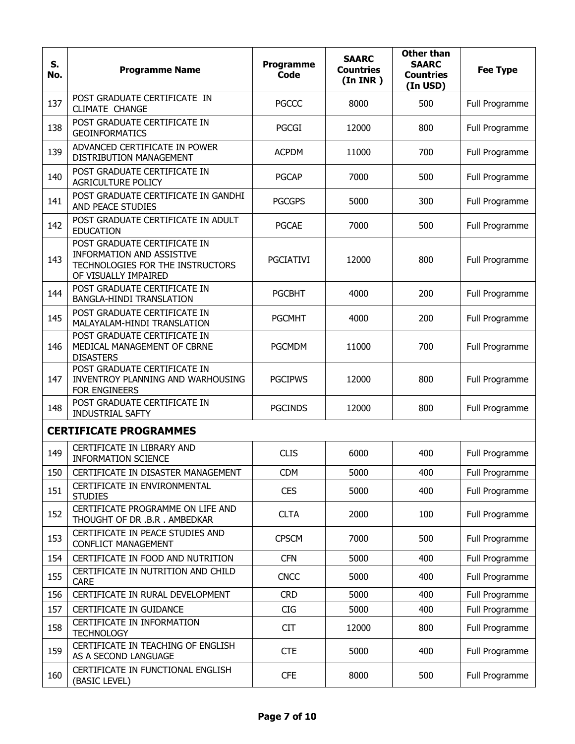| S. No. | Programme Name | Programme Code | SAARC Countries (In INR ) | Other than SAARC Countries (In USD) | Fee Type |
|---|---|---|---|---|---|
| 137 | POST GRADUATE CERTIFICATE IN CLIMATE CHANGE | PGCCC | 8000 | 500 | Full Programme |
| 138 | POST GRADUATE CERTIFICATE IN GEOINFORMATICS | PGCGI | 12000 | 800 | Full Programme |
| 139 | ADVANCED CERTIFICATE IN POWER DISTRIBUTION MANAGEMENT | ACPDM | 11000 | 700 | Full Programme |
| 140 | POST GRADUATE CERTIFICATE IN AGRICULTURE POLICY | PGCAP | 7000 | 500 | Full Programme |
| 141 | POST GRADUATE CERTIFICATE IN GANDHI AND PEACE STUDIES | PGCGPS | 5000 | 300 | Full Programme |
| 142 | POST GRADUATE CERTIFICATE IN ADULT EDUCATION | PGCAE | 7000 | 500 | Full Programme |
| 143 | POST GRADUATE CERTIFICATE IN INFORMATION AND ASSISTIVE TECHNOLOGIES FOR THE INSTRUCTORS OF VISUALLY IMPAIRED | PGCIATIVI | 12000 | 800 | Full Programme |
| 144 | POST GRADUATE CERTIFICATE IN BANGLA-HINDI TRANSLATION | PGCBHT | 4000 | 200 | Full Programme |
| 145 | POST GRADUATE CERTIFICATE IN MALAYALAM-HINDI TRANSLATION | PGCMHT | 4000 | 200 | Full Programme |
| 146 | POST GRADUATE CERTIFICATE IN MEDICAL MANAGEMENT OF CBRNE DISASTERS | PGCMDM | 11000 | 700 | Full Programme |
| 147 | POST GRADUATE CERTIFICATE IN INVENTROY PLANNING AND WARHOUSING FOR ENGINEERS | PGCIPWS | 12000 | 800 | Full Programme |
| 148 | POST GRADUATE CERTIFICATE IN INDUSTRIAL SAFTY | PGCINDS | 12000 | 800 | Full Programme |
| **CERTIFICATE PROGRAMMES** | | | | | |
| 149 | CERTIFICATE IN LIBRARY AND INFORMATION SCIENCE | CLIS | 6000 | 400 | Full Programme |
| 150 | CERTIFICATE IN DISASTER MANAGEMENT | CDM | 5000 | 400 | Full Programme |
| 151 | CERTIFICATE IN ENVIRONMENTAL STUDIES | CES | 5000 | 400 | Full Programme |
| 152 | CERTIFICATE PROGRAMME ON LIFE AND THOUGHT OF DR .B.R . AMBEDKAR | CLTA | 2000 | 100 | Full Programme |
| 153 | CERTIFICATE IN PEACE STUDIES AND CONFLICT MANAGEMENT | CPSCM | 7000 | 500 | Full Programme |
| 154 | CERTIFICATE IN FOOD AND NUTRITION | CFN | 5000 | 400 | Full Programme |
| 155 | CERTIFICATE IN NUTRITION AND CHILD CARE | CNCC | 5000 | 400 | Full Programme |
| 156 | CERTIFICATE IN RURAL DEVELOPMENT | CRD | 5000 | 400 | Full Programme |
| 157 | CERTIFICATE IN GUIDANCE | CIG | 5000 | 400 | Full Programme |
| 158 | CERTIFICATE IN INFORMATION TECHNOLOGY | CIT | 12000 | 800 | Full Programme |
| 159 | CERTIFICATE IN TEACHING OF ENGLISH AS A SECOND LANGUAGE | CTE | 5000 | 400 | Full Programme |
| 160 | CERTIFICATE IN FUNCTIONAL ENGLISH (BASIC LEVEL) | CFE | 8000 | 500 | Full Programme |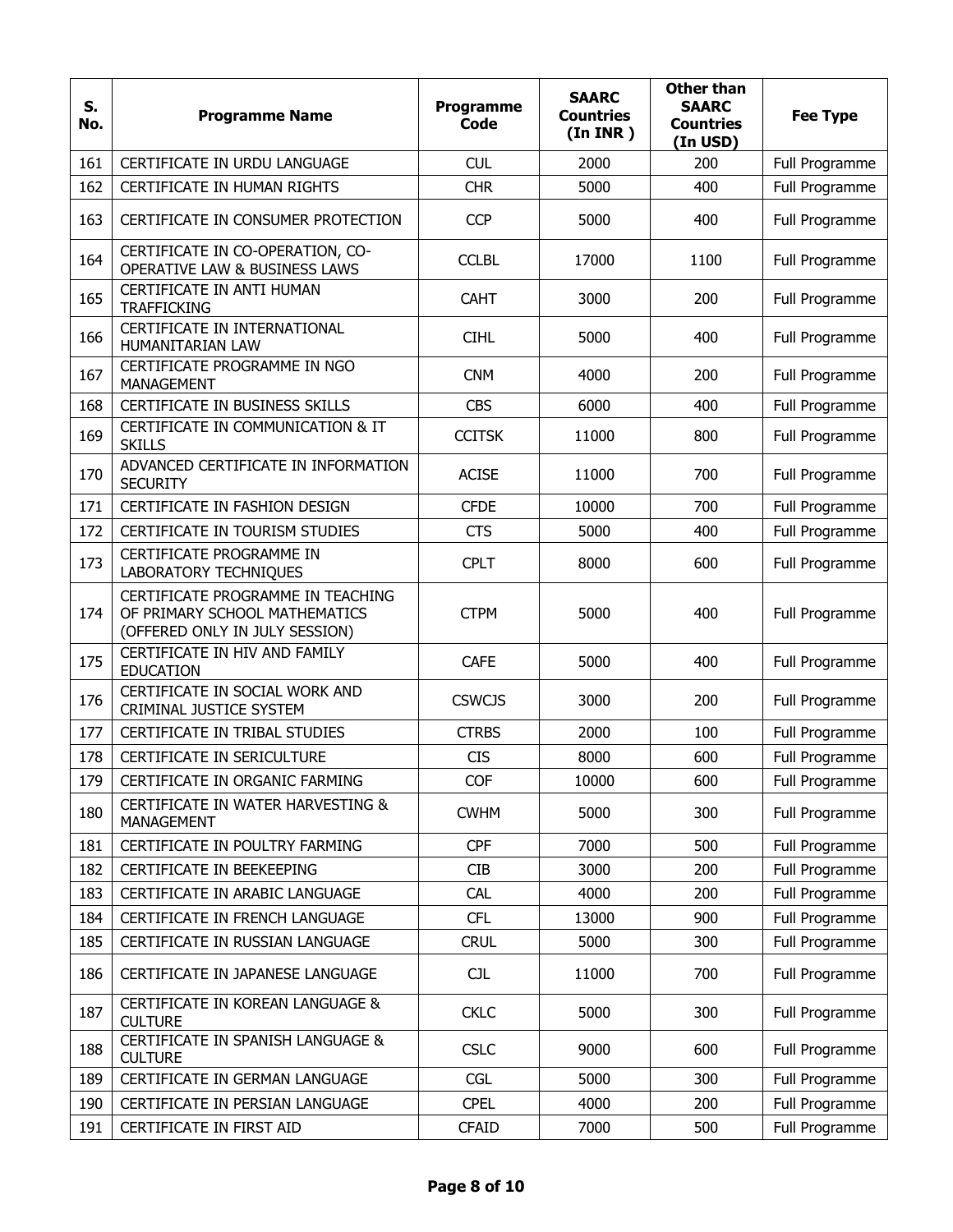| S. No. | Programme Name | Programme Code | SAARC Countries (In INR ) | Other than SAARC Countries (In USD) | Fee Type |
|---|---|---|---|---|---|
| 161 | CERTIFICATE IN URDU LANGUAGE | CUL | 2000 | 200 | Full Programme |
| 162 | CERTIFICATE IN HUMAN RIGHTS | CHR | 5000 | 400 | Full Programme |
| 163 | CERTIFICATE IN CONSUMER PROTECTION | CCP | 5000 | 400 | Full Programme |
| 164 | CERTIFICATE IN CO-OPERATION, CO-OPERATIVE LAW & BUSINESS LAWS | CCLBL | 17000 | 1100 | Full Programme |
| 165 | CERTIFICATE IN ANTI HUMAN TRAFFICKING | CAHT | 3000 | 200 | Full Programme |
| 166 | CERTIFICATE IN INTERNATIONAL HUMANITARIAN LAW | CIHL | 5000 | 400 | Full Programme |
| 167 | CERTIFICATE PROGRAMME IN NGO MANAGEMENT | CNM | 4000 | 200 | Full Programme |
| 168 | CERTIFICATE IN BUSINESS SKILLS | CBS | 6000 | 400 | Full Programme |
| 169 | CERTIFICATE IN COMMUNICATION & IT SKILLS | CCITSK | 11000 | 800 | Full Programme |
| 170 | ADVANCED CERTIFICATE IN INFORMATION SECURITY | ACISE | 11000 | 700 | Full Programme |
| 171 | CERTIFICATE IN FASHION DESIGN | CFDE | 10000 | 700 | Full Programme |
| 172 | CERTIFICATE IN TOURISM STUDIES | CTS | 5000 | 400 | Full Programme |
| 173 | CERTIFICATE PROGRAMME IN LABORATORY TECHNIQUES | CPLT | 8000 | 600 | Full Programme |
| 174 | CERTIFICATE PROGRAMME IN TEACHING OF PRIMARY SCHOOL MATHEMATICS (OFFERED ONLY IN JULY SESSION) | CTPM | 5000 | 400 | Full Programme |
| 175 | CERTIFICATE IN HIV AND FAMILY EDUCATION | CAFE | 5000 | 400 | Full Programme |
| 176 | CERTIFICATE IN SOCIAL WORK AND CRIMINAL JUSTICE SYSTEM | CSWCJS | 3000 | 200 | Full Programme |
| 177 | CERTIFICATE IN TRIBAL STUDIES | CTRBS | 2000 | 100 | Full Programme |
| 178 | CERTIFICATE IN SERICULTURE | CIS | 8000 | 600 | Full Programme |
| 179 | CERTIFICATE IN ORGANIC FARMING | COF | 10000 | 600 | Full Programme |
| 180 | CERTIFICATE IN WATER HARVESTING & MANAGEMENT | CWHM | 5000 | 300 | Full Programme |
| 181 | CERTIFICATE IN POULTRY FARMING | CPF | 7000 | 500 | Full Programme |
| 182 | CERTIFICATE IN BEEKEEPING | CIB | 3000 | 200 | Full Programme |
| 183 | CERTIFICATE IN ARABIC LANGUAGE | CAL | 4000 | 200 | Full Programme |
| 184 | CERTIFICATE IN FRENCH LANGUAGE | CFL | 13000 | 900 | Full Programme |
| 185 | CERTIFICATE IN RUSSIAN LANGUAGE | CRUL | 5000 | 300 | Full Programme |
| 186 | CERTIFICATE IN JAPANESE LANGUAGE | CJL | 11000 | 700 | Full Programme |
| 187 | CERTIFICATE IN KOREAN LANGUAGE & CULTURE | CKLC | 5000 | 300 | Full Programme |
| 188 | CERTIFICATE IN SPANISH LANGUAGE & CULTURE | CSLC | 9000 | 600 | Full Programme |
| 189 | CERTIFICATE IN GERMAN LANGUAGE | CGL | 5000 | 300 | Full Programme |
| 190 | CERTIFICATE IN PERSIAN LANGUAGE | CPEL | 4000 | 200 | Full Programme |
| 191 | CERTIFICATE IN FIRST AID | CFAID | 7000 | 500 | Full Programme |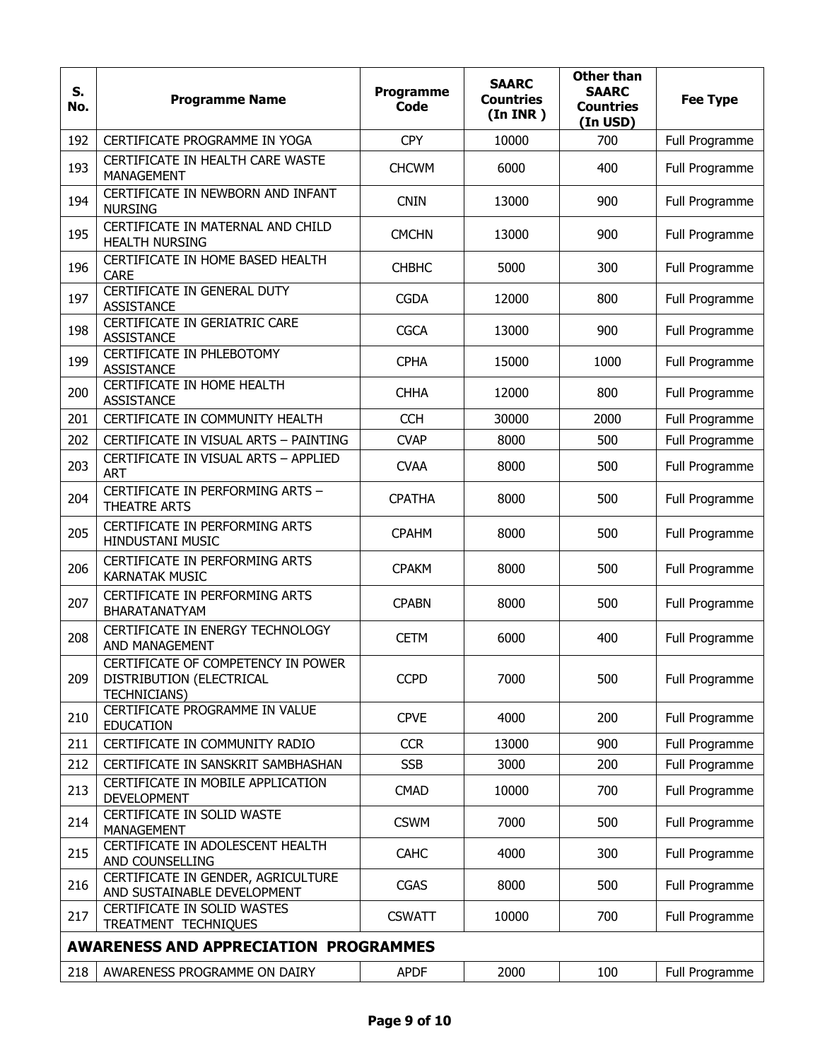| S. No. | Programme Name | Programme Code | SAARC Countries (In INR ) | Other than SAARC Countries (In USD) | Fee Type |
|---|---|---|---|---|---|
| 192 | CERTIFICATE PROGRAMME IN YOGA | CPY | 10000 | 700 | Full Programme |
| 193 | CERTIFICATE IN HEALTH CARE WASTE MANAGEMENT | CHCWM | 6000 | 400 | Full Programme |
| 194 | CERTIFICATE IN NEWBORN AND INFANT NURSING | CNIN | 13000 | 900 | Full Programme |
| 195 | CERTIFICATE IN MATERNAL AND CHILD HEALTH NURSING | CMCHN | 13000 | 900 | Full Programme |
| 196 | CERTIFICATE IN HOME BASED HEALTH CARE | CHBHC | 5000 | 300 | Full Programme |
| 197 | CERTIFICATE IN GENERAL DUTY ASSISTANCE | CGDA | 12000 | 800 | Full Programme |
| 198 | CERTIFICATE IN GERIATRIC CARE ASSISTANCE | CGCA | 13000 | 900 | Full Programme |
| 199 | CERTIFICATE IN PHLEBOTOMY ASSISTANCE | CPHA | 15000 | 1000 | Full Programme |
| 200 | CERTIFICATE IN HOME HEALTH ASSISTANCE | CHHA | 12000 | 800 | Full Programme |
| 201 | CERTIFICATE IN COMMUNITY HEALTH | CCH | 30000 | 2000 | Full Programme |
| 202 | CERTIFICATE IN VISUAL ARTS – PAINTING | CVAP | 8000 | 500 | Full Programme |
| 203 | CERTIFICATE IN VISUAL ARTS – APPLIED ART | CVAA | 8000 | 500 | Full Programme |
| 204 | CERTIFICATE IN PERFORMING ARTS – THEATRE ARTS | CPATHA | 8000 | 500 | Full Programme |
| 205 | CERTIFICATE IN PERFORMING ARTS HINDUSTANI MUSIC | CPAHM | 8000 | 500 | Full Programme |
| 206 | CERTIFICATE IN PERFORMING ARTS KARNATAK MUSIC | CPAKM | 8000 | 500 | Full Programme |
| 207 | CERTIFICATE IN PERFORMING ARTS BHARATANATYAM | CPABN | 8000 | 500 | Full Programme |
| 208 | CERTIFICATE IN ENERGY TECHNOLOGY AND MANAGEMENT | CETM | 6000 | 400 | Full Programme |
| 209 | CERTIFICATE OF COMPETENCY IN POWER DISTRIBUTION (ELECTRICAL TECHNICIANS) | CCPD | 7000 | 500 | Full Programme |
| 210 | CERTIFICATE PROGRAMME IN VALUE EDUCATION | CPVE | 4000 | 200 | Full Programme |
| 211 | CERTIFICATE IN COMMUNITY RADIO | CCR | 13000 | 900 | Full Programme |
| 212 | CERTIFICATE IN SANSKRIT SAMBHASHAN | SSB | 3000 | 200 | Full Programme |
| 213 | CERTIFICATE IN MOBILE APPLICATION DEVELOPMENT | CMAD | 10000 | 700 | Full Programme |
| 214 | CERTIFICATE IN SOLID WASTE MANAGEMENT | CSWM | 7000 | 500 | Full Programme |
| 215 | CERTIFICATE IN ADOLESCENT HEALTH AND COUNSELLING | CAHC | 4000 | 300 | Full Programme |
| 216 | CERTIFICATE IN GENDER, AGRICULTURE AND SUSTAINABLE DEVELOPMENT | CGAS | 8000 | 500 | Full Programme |
| 217 | CERTIFICATE IN SOLID WASTES TREATMENT TECHNIQUES | CSWATT | 10000 | 700 | Full Programme |
| **AWARENESS AND APPRECIATION PROGRAMMES** | | | | | |
| 218 | AWARENESS PROGRAMME ON DAIRY | APDF | 2000 | 100 | Full Programme |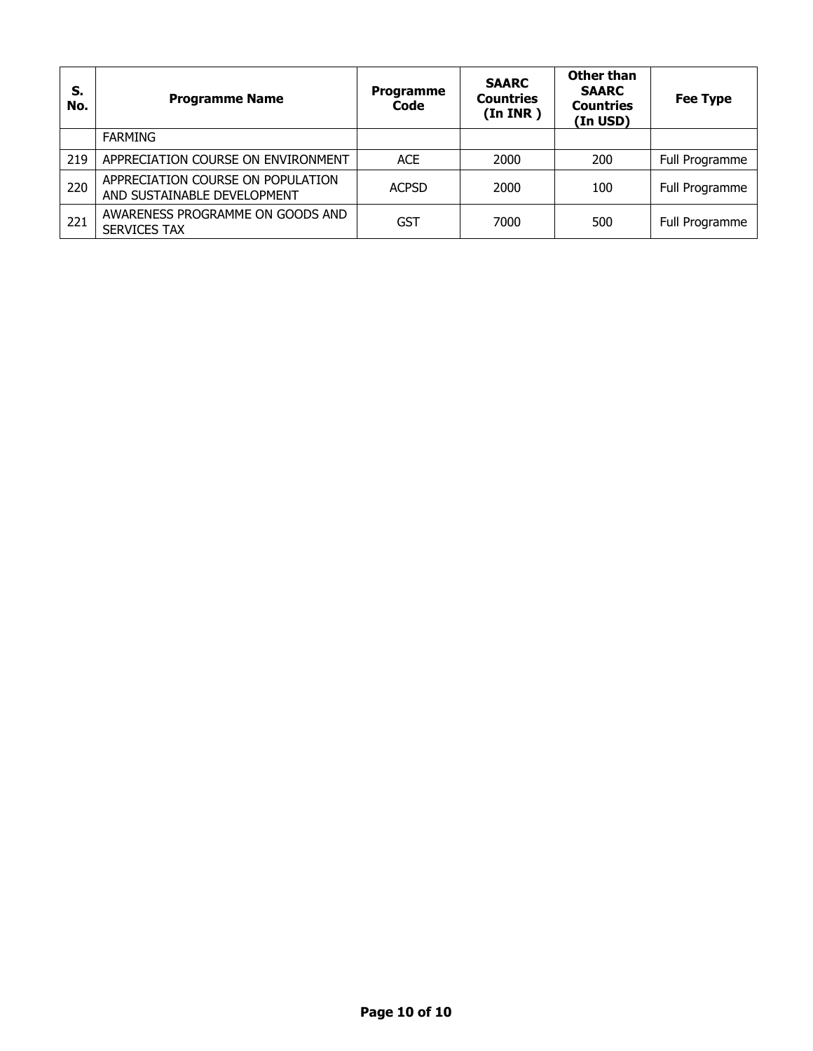| S. No. | Programme Name | Programme Code | SAARC Countries (In INR ) | Other than SAARC Countries (In USD) | Fee Type |
|---|---|---|---|---|---|
| | FARMING | | | | |
| 219 | APPRECIATION COURSE ON ENVIRONMENT | ACE | 2000 | 200 | Full Programme |
| 220 | APPRECIATION COURSE ON POPULATION AND SUSTAINABLE DEVELOPMENT | ACPSD | 2000 | 100 | Full Programme |
| 221 | AWARENESS PROGRAMME ON GOODS AND SERVICES TAX | GST | 7000 | 500 | Full Programme |